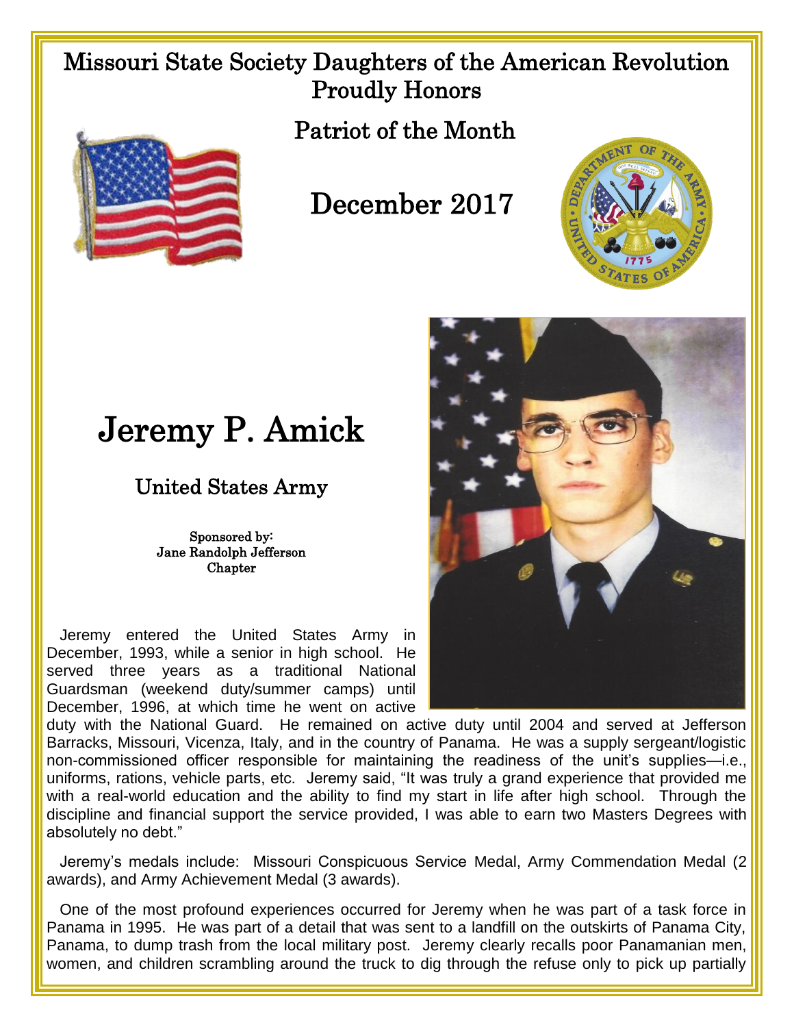# Missouri State Society Daughters of the American Revolution Proudly Honors

## Patriot of the Month

## December 2017

# Jeremy P. Amick

## United States Army

**Sponsored by:**
**Jane Randolph Jefferson Chapter**

Jeremy entered the United States Army in December, 1993, while a senior in high school. He served three years as a traditional National Guardsman (weekend duty/summer camps) until December, 1996, at which time he went on active duty with the National Guard. He remained on active duty until 2004 and served at Jefferson Barracks, Missouri, Vicenza, Italy, and in the country of Panama. He was a supply sergeant/logistic non-commissioned officer responsible for maintaining the readiness of the unit's supplies—i.e., uniforms, rations, vehicle parts, etc. Jeremy said, "It was truly a grand experience that provided me with a real-world education and the ability to find my start in life after high school. Through the discipline and financial support the service provided, I was able to earn two Masters Degrees with absolutely no debt."

Jeremy's medals include: Missouri Conspicuous Service Medal, Army Commendation Medal (2 awards), and Army Achievement Medal (3 awards).

One of the most profound experiences occurred for Jeremy when he was part of a task force in Panama in 1995. He was part of a detail that was sent to a landfill on the outskirts of Panama City, Panama, to dump trash from the local military post. Jeremy clearly recalls poor Panamanian men, women, and children scrambling around the truck to dig through the refuse only to pick up partially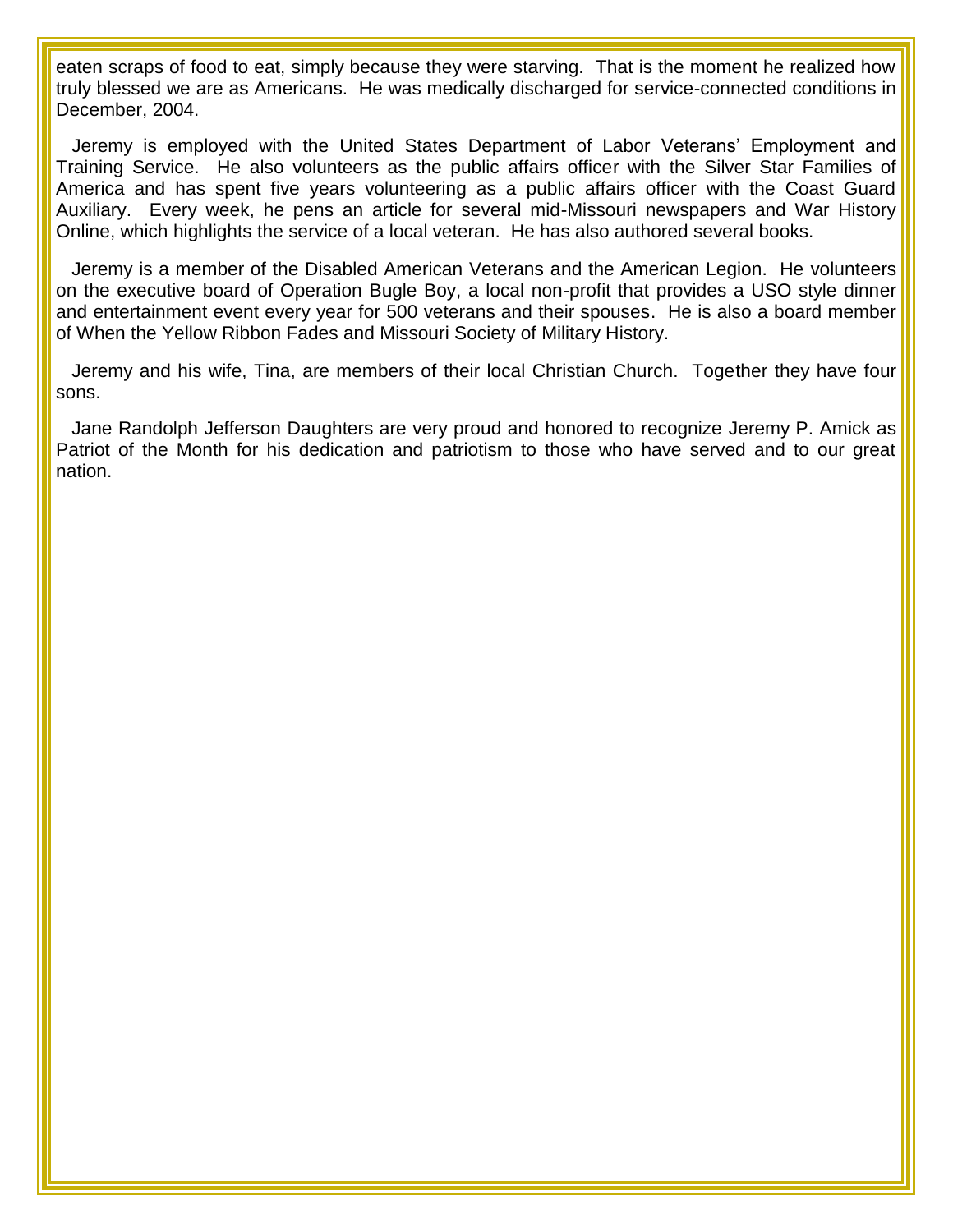eaten scraps of food to eat, simply because they were starving. That is the moment he realized how truly blessed we are as Americans. He was medically discharged for service-connected conditions in December, 2004.

Jeremy is employed with the United States Department of Labor Veterans' Employment and Training Service. He also volunteers as the public affairs officer with the Silver Star Families of America and has spent five years volunteering as a public affairs officer with the Coast Guard Auxiliary. Every week, he pens an article for several mid-Missouri newspapers and War History Online, which highlights the service of a local veteran. He has also authored several books.

Jeremy is a member of the Disabled American Veterans and the American Legion. He volunteers on the executive board of Operation Bugle Boy, a local non-profit that provides a USO style dinner and entertainment event every year for 500 veterans and their spouses. He is also a board member of When the Yellow Ribbon Fades and Missouri Society of Military History.

Jeremy and his wife, Tina, are members of their local Christian Church. Together they have four sons.

Jane Randolph Jefferson Daughters are very proud and honored to recognize Jeremy P. Amick as Patriot of the Month for his dedication and patriotism to those who have served and to our great nation.